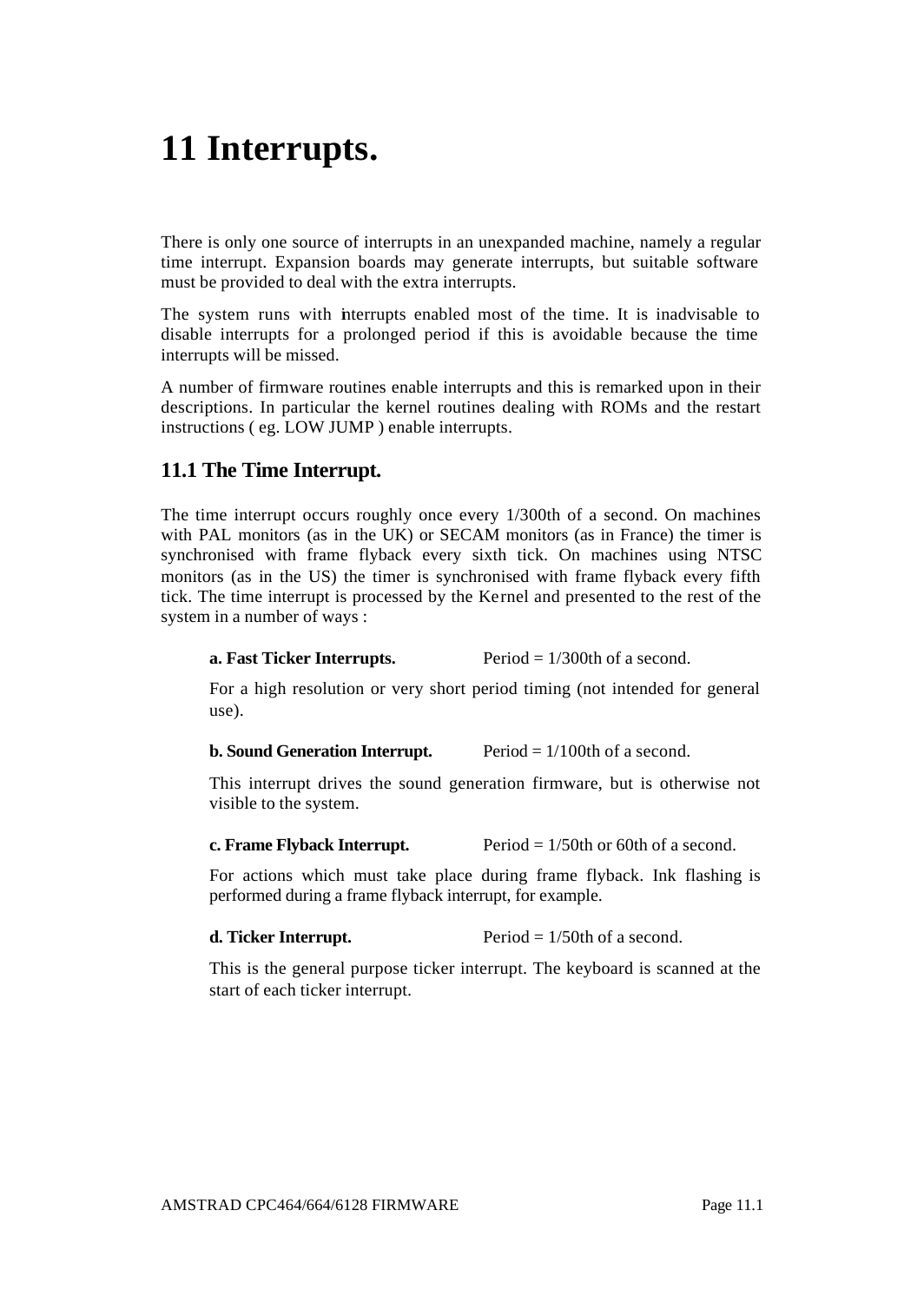# 11 Interrupts.

There is only one source of interrupts in an unexpanded machine, namely a regular time interrupt. Expansion boards may generate interrupts, but suitable software must be provided to deal with the extra interrupts.

The system runs with interrupts enabled most of the time. It is inadvisable to disable interrupts for a prolonged period if this is avoidable because the time interrupts will be missed.

A number of firmware routines enable interrupts and this is remarked upon in their descriptions. In particular the kernel routines dealing with ROMs and the restart instructions ( eg. LOW JUMP ) enable interrupts.

## 11.1 The Time Interrupt.

The time interrupt occurs roughly once every 1/300th of a second. On machines with PAL monitors (as in the UK) or SECAM monitors (as in France) the timer is synchronised with frame flyback every sixth tick. On machines using NTSC monitors (as in the US) the timer is synchronised with frame flyback every fifth tick. The time interrupt is processed by the Kernel and presented to the rest of the system in a number of ways :

**a. Fast Ticker Interrupts.** Period = 1/300th of a second.

For a high resolution or very short period timing (not intended for general use).

**b. Sound Generation Interrupt.** Period = 1/100th of a second.

This interrupt drives the sound generation firmware, but is otherwise not visible to the system.

**c. Frame Flyback Interrupt.** Period = 1/50th or 60th of a second.

For actions which must take place during frame flyback. Ink flashing is performed during a frame flyback interrupt, for example.

**d. Ticker Interrupt.** Period = 1/50th of a second.

This is the general purpose ticker interrupt. The keyboard is scanned at the start of each ticker interrupt.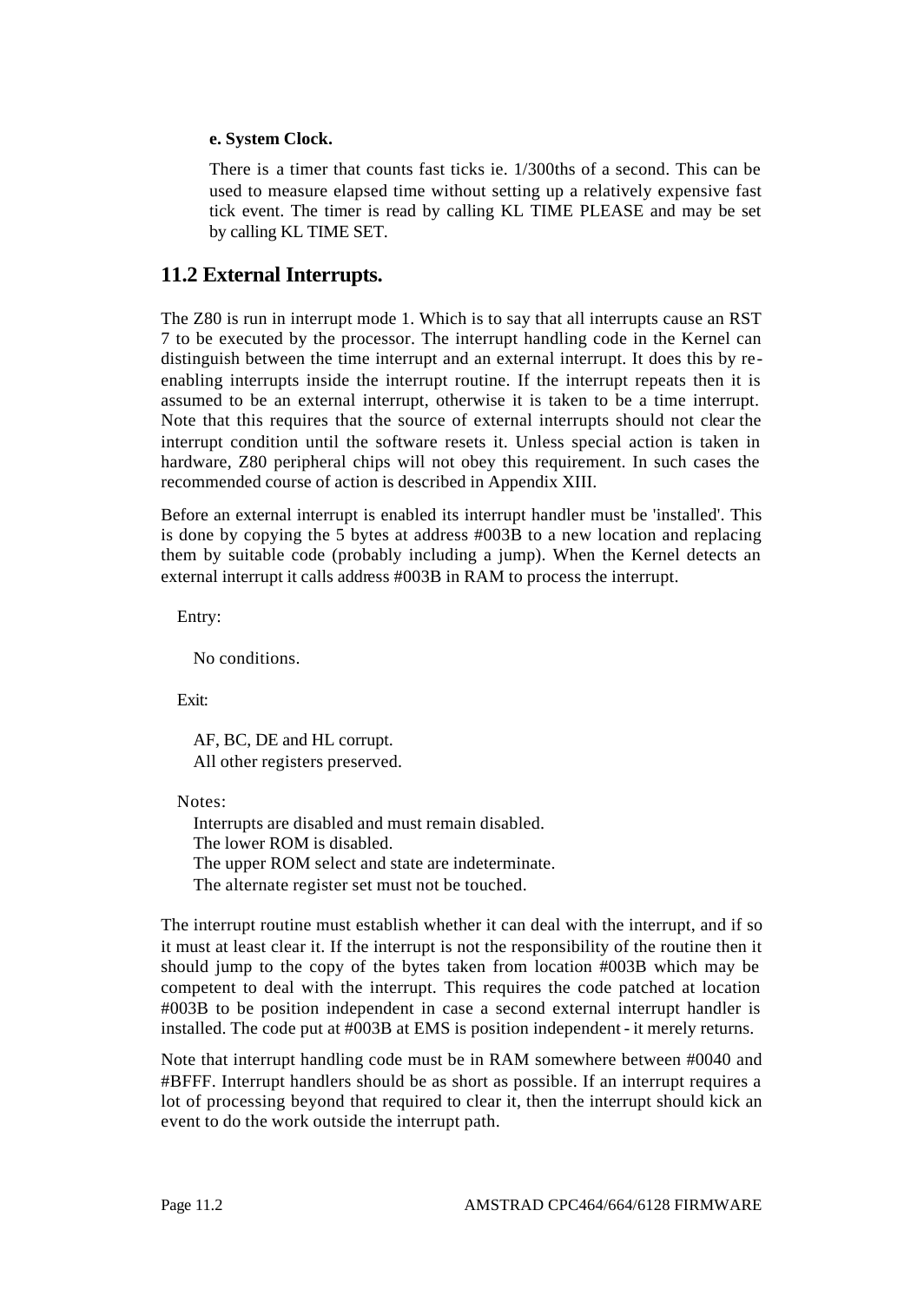**e. System Clock.**

There is a timer that counts fast ticks ie. 1/300ths of a second. This can be used to measure elapsed time without setting up a relatively expensive fast tick event. The timer is read by calling KL TIME PLEASE and may be set by calling KL TIME SET.

## 11.2 External Interrupts.

The Z80 is run in interrupt mode 1. Which is to say that all interrupts cause an RST 7 to be executed by the processor. The interrupt handling code in the Kernel can distinguish between the time interrupt and an external interrupt. It does this by re-enabling interrupts inside the interrupt routine. If the interrupt repeats then it is assumed to be an external interrupt, otherwise it is taken to be a time interrupt. Note that this requires that the source of external interrupts should not clear the interrupt condition until the software resets it. Unless special action is taken in hardware, Z80 peripheral chips will not obey this requirement. In such cases the recommended course of action is described in Appendix XIII.

Before an external interrupt is enabled its interrupt handler must be 'installed'. This is done by copying the 5 bytes at address #003B to a new location and replacing them by suitable code (probably including a jump). When the Kernel detects an external interrupt it calls address #003B in RAM to process the interrupt.

Entry:

No conditions.

Exit:

AF, BC, DE and HL corrupt.
All other registers preserved.

Notes:

Interrupts are disabled and must remain disabled.
The lower ROM is disabled.
The upper ROM select and state are indeterminate.
The alternate register set must not be touched.

The interrupt routine must establish whether it can deal with the interrupt, and if so it must at least clear it. If the interrupt is not the responsibility of the routine then it should jump to the copy of the bytes taken from location #003B which may be competent to deal with the interrupt. This requires the code patched at location #003B to be position independent in case a second external interrupt handler is installed. The code put at #003B at EMS is position independent - it merely returns.

Note that interrupt handling code must be in RAM somewhere between #0040 and #BFFF. Interrupt handlers should be as short as possible. If an interrupt requires a lot of processing beyond that required to clear it, then the interrupt should kick an event to do the work outside the interrupt path.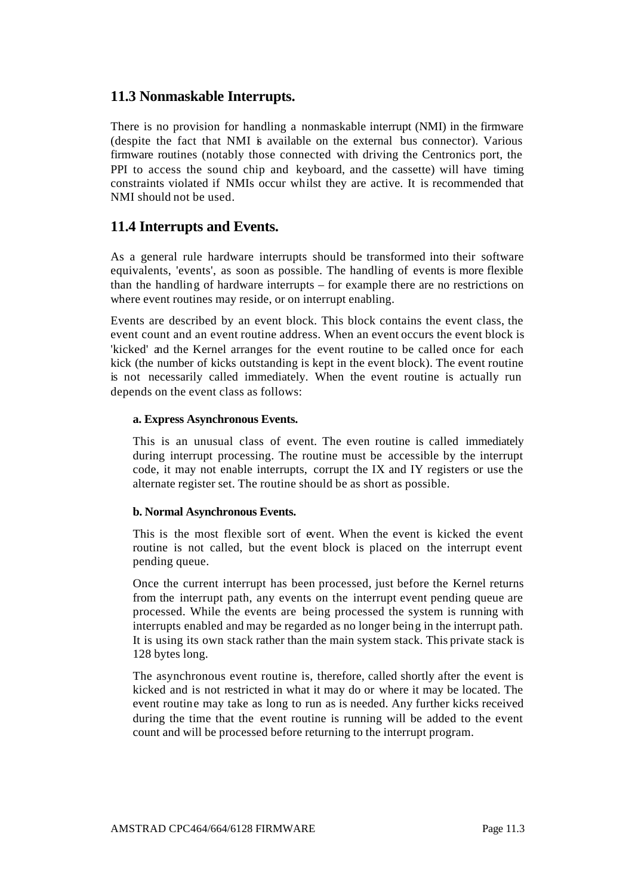## 11.3 Nonmaskable Interrupts.

There is no provision for handling a nonmaskable interrupt (NMI) in the firmware (despite the fact that NMI is available on the external bus connector). Various firmware routines (notably those connected with driving the Centronics port, the PPI to access the sound chip and keyboard, and the cassette) will have timing constraints violated if NMIs occur whilst they are active. It is recommended that NMI should not be used.

## 11.4 Interrupts and Events.

As a general rule hardware interrupts should be transformed into their software equivalents, 'events', as soon as possible. The handling of events is more flexible than the handling of hardware interrupts – for example there are no restrictions on where event routines may reside, or on interrupt enabling.

Events are described by an event block. This block contains the event class, the event count and an event routine address. When an event occurs the event block is 'kicked' and the Kernel arranges for the event routine to be called once for each kick (the number of kicks outstanding is kept in the event block). The event routine is not necessarily called immediately. When the event routine is actually run depends on the event class as follows:

**a. Express Asynchronous Events.**

This is an unusual class of event. The even routine is called immediately during interrupt processing. The routine must be accessible by the interrupt code, it may not enable interrupts, corrupt the IX and IY registers or use the alternate register set. The routine should be as short as possible.

**b. Normal Asynchronous Events.**

This is the most flexible sort of event. When the event is kicked the event routine is not called, but the event block is placed on the interrupt event pending queue.

Once the current interrupt has been processed, just before the Kernel returns from the interrupt path, any events on the interrupt event pending queue are processed. While the events are being processed the system is running with interrupts enabled and may be regarded as no longer being in the interrupt path. It is using its own stack rather than the main system stack. This private stack is 128 bytes long.

The asynchronous event routine is, therefore, called shortly after the event is kicked and is not restricted in what it may do or where it may be located. The event routine may take as long to run as is needed. Any further kicks received during the time that the event routine is running will be added to the event count and will be processed before returning to the interrupt program.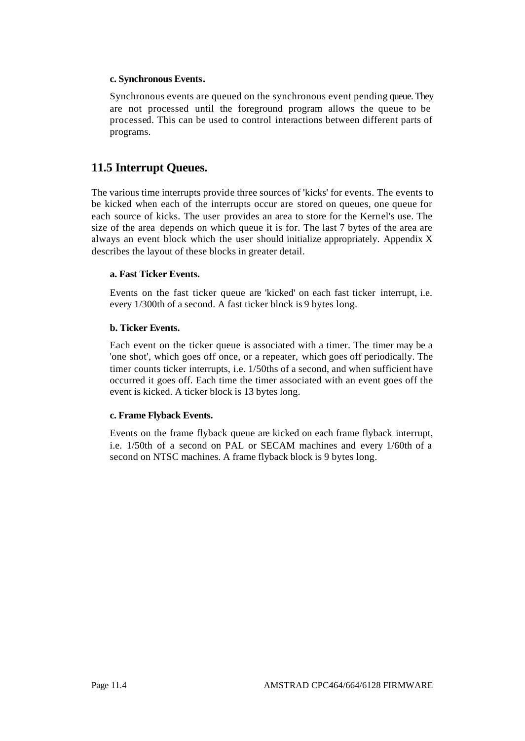**c. Synchronous Events.**

Synchronous events are queued on the synchronous event pending queue. They are not processed until the foreground program allows the queue to be processed. This can be used to control interactions between different parts of programs.

## 11.5 Interrupt Queues.

The various time interrupts provide three sources of 'kicks' for events. The events to be kicked when each of the interrupts occur are stored on queues, one queue for each source of kicks. The user provides an area to store for the Kernel's use. The size of the area depends on which queue it is for. The last 7 bytes of the area are always an event block which the user should initialize appropriately. Appendix X describes the layout of these blocks in greater detail.

**a. Fast Ticker Events.**

Events on the fast ticker queue are 'kicked' on each fast ticker interrupt, i.e. every 1/300th of a second. A fast ticker block is 9 bytes long.

**b. Ticker Events.**

Each event on the ticker queue is associated with a timer. The timer may be a 'one shot', which goes off once, or a repeater, which goes off periodically. The timer counts ticker interrupts, i.e. 1/50ths of a second, and when sufficient have occurred it goes off. Each time the timer associated with an event goes off the event is kicked. A ticker block is 13 bytes long.

**c. Frame Flyback Events.**

Events on the frame flyback queue are kicked on each frame flyback interrupt, i.e. 1/50th of a second on PAL or SECAM machines and every 1/60th of a second on NTSC machines. A frame flyback block is 9 bytes long.